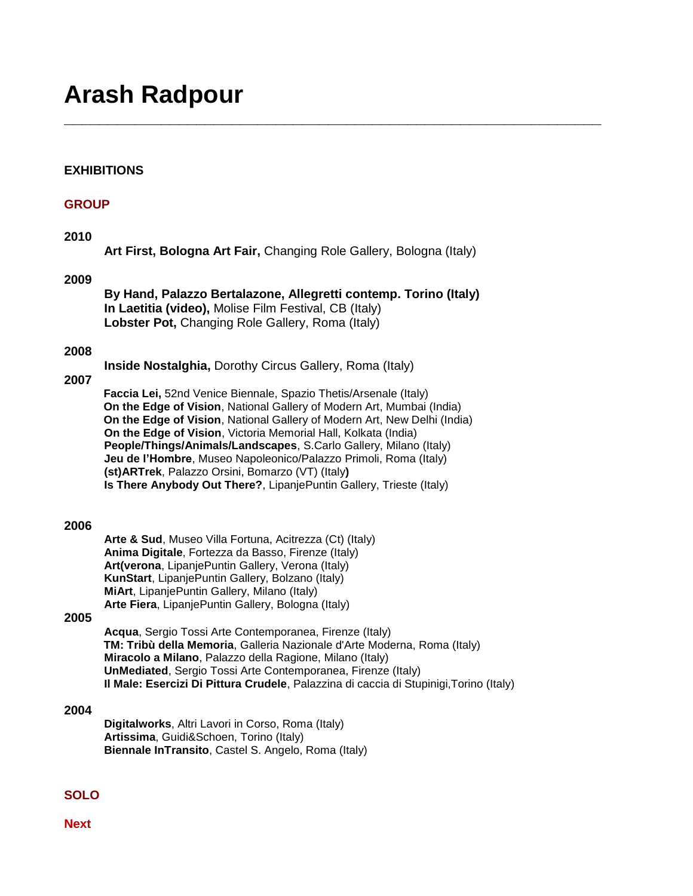# Arash Radpour

---

**EXHIBITIONS**

**GROUP**

**2010**

**Art First, Bologna Art Fair,** Changing Role Gallery, Bologna (Italy)

**2009**

**By Hand, Palazzo Bertalazone, Allegretti contemp. Torino (Italy)**
**In Laetitia (video),** Molise Film Festival, CB (Italy)
**Lobster Pot,** Changing Role Gallery, Roma (Italy)

**2008**

**Inside Nostalghia,** Dorothy Circus Gallery, Roma (Italy)

**2007**

**Faccia Lei,** 52nd Venice Biennale, Spazio Thetis/Arsenale (Italy)
**On the Edge of Vision**, National Gallery of Modern Art, Mumbai (India)
**On the Edge of Vision**, National Gallery of Modern Art, New Delhi (India)
**On the Edge of Vision**, Victoria Memorial Hall, Kolkata (India)
**People/Things/Animals/Landscapes**, S.Carlo Gallery, Milano (Italy)
**Jeu de l'Hombre**, Museo Napoleonico/Palazzo Primoli, Roma (Italy)
**(st)ARTrek**, Palazzo Orsini, Bomarzo (VT) (Italy**)**
**Is There Anybody Out There?**, LipanjePuntin Gallery, Trieste (Italy)

**2006**

**Arte & Sud**, Museo Villa Fortuna, Acitrezza (Ct) (Italy)
**Anima Digitale**, Fortezza da Basso, Firenze (Italy)
**Art(verona**, LipanjePuntin Gallery, Verona (Italy)
**KunStart**, LipanjePuntin Gallery, Bolzano (Italy)
**MiArt**, LipanjePuntin Gallery, Milano (Italy)
**Arte Fiera**, LipanjePuntin Gallery, Bologna (Italy)

**2005**

**Acqua**, Sergio Tossi Arte Contemporanea, Firenze (Italy)
**TM: Tribù della Memoria**, Galleria Nazionale d'Arte Moderna, Roma (Italy)
**Miracolo a Milano**, Palazzo della Ragione, Milano (Italy)
**UnMediated**, Sergio Tossi Arte Contemporanea, Firenze (Italy)
**Il Male: Esercizi Di Pittura Crudele**, Palazzina di caccia di Stupinigi,Torino (Italy)

**2004**

**Digitalworks**, Altri Lavori in Corso, Roma (Italy)
**Artissima**, Guidi&Schoen, Torino (Italy)
**Biennale InTransito**, Castel S. Angelo, Roma (Italy)

**SOLO**

**Next**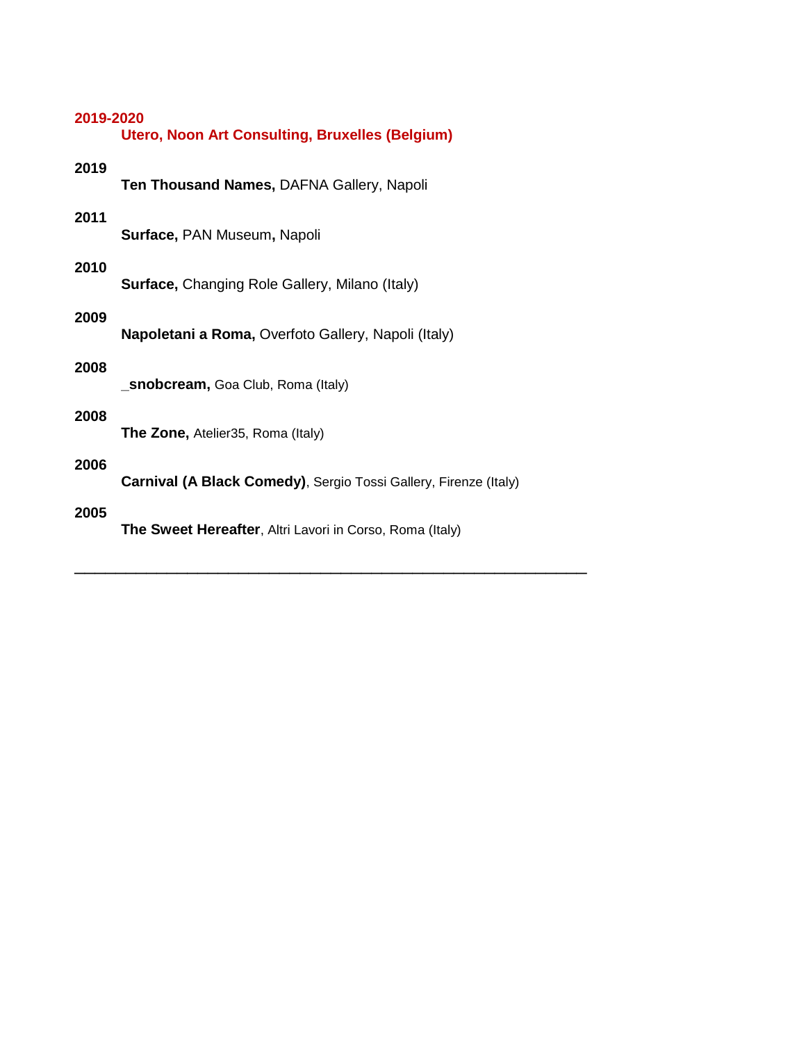**2019-2020**

**Utero, Noon Art Consulting, Bruxelles (Belgium)**

**2019**

**Ten Thousand Names,** DAFNA Gallery, Napoli

**2011**

**Surface,** PAN Museum**,** Napoli

**2010**

**Surface,** Changing Role Gallery, Milano (Italy)

**2009**

**Napoletani a Roma,** Overfoto Gallery, Napoli (Italy)

**2008**

**_snobcream,** Goa Club, Roma (Italy)

**2008**

**The Zone,** Atelier35, Roma (Italy)

**2006**

**Carnival (A Black Comedy)**, Sergio Tossi Gallery, Firenze (Italy)

**2005**

**The Sweet Hereafter**, Altri Lavori in Corso, Roma (Italy)

---